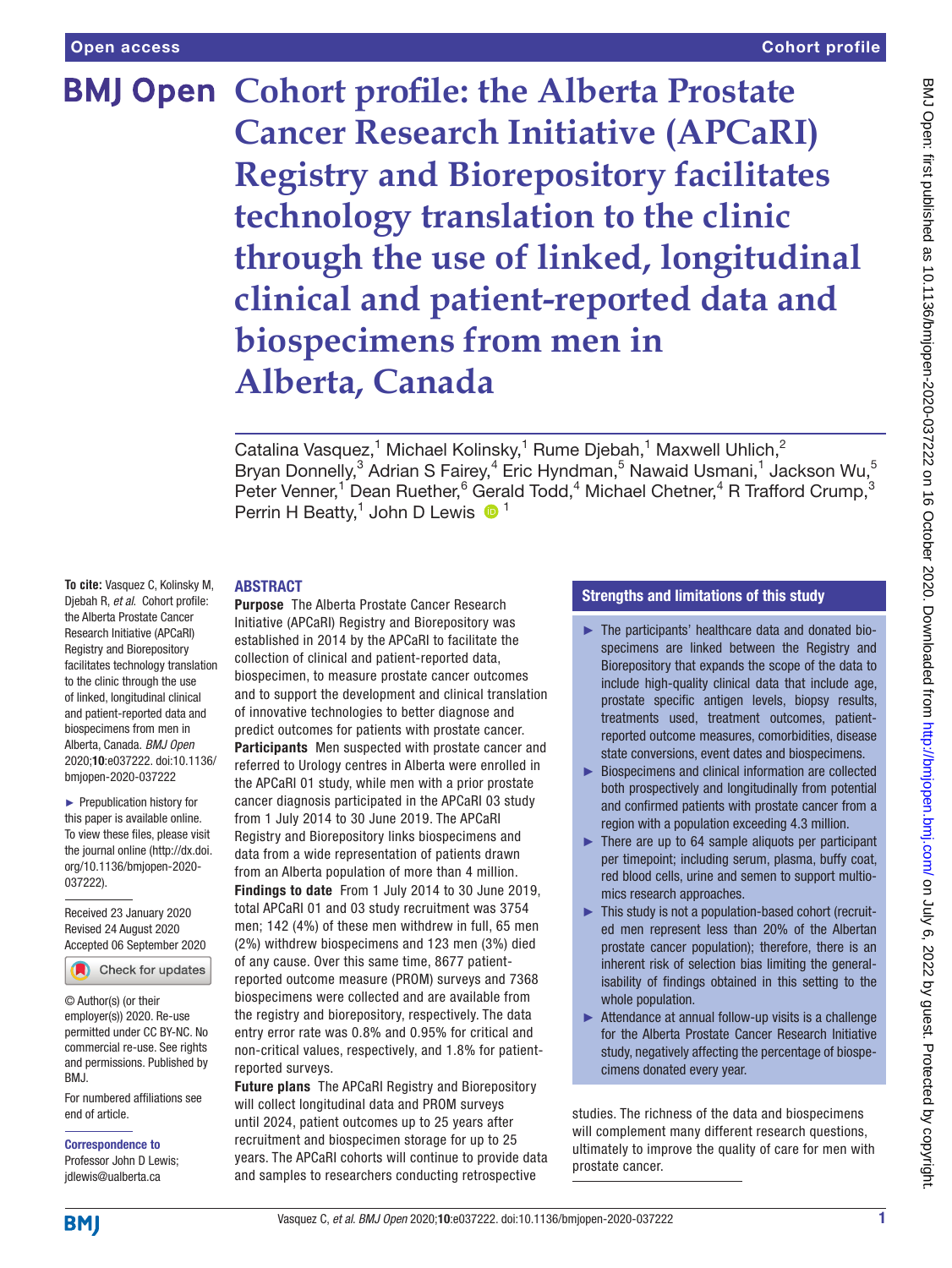# Cohort profile: the Alberta Prostate Cancer Research Initiative (APCaRI) Registry and Biorepository facilitates technology translation to the clinic through the use of linked, longitudinal clinical and patient-reported data and biospecimens from men in Alberta, Canada

Catalina Vasquez,[1] Michael Kolinsky,[1] Rume Djebah,[1] Maxwell Uhlich,[2] Bryan Donnelly,[3] Adrian S Fairey,[4] Eric Hyndman,[5] Nawaid Usmani,[1] Jackson Wu,[5] Peter Venner,[1] Dean Ruether,[6] Gerald Todd,[4] Michael Chetner,[4] R Trafford Crump,[3] Perrin H Beatty,[1] John D Lewis [1]

**To cite:** Vasquez C, Kolinsky M, Djebah R, *et al.* Cohort profile: the Alberta Prostate Cancer Research Initiative (APCaRI) Registry and Biorepository facilitates technology translation to the clinic through the use of linked, longitudinal clinical and patient-reported data and biospecimens from men in Alberta, Canada. *BMJ Open* 2020;**10**:e037222. doi:10.1136/bmjopen-2020-037222

► Prepublication history for this paper is available online. To view these files, please visit the journal online (http://dx.doi.org/10.1136/bmjopen-2020-037222).

Received 23 January 2020
Revised 24 August 2020
Accepted 06 September 2020

© Author(s) (or their employer(s)) 2020. Re-use permitted under CC BY-NC. No commercial re-use. See rights and permissions. Published by BMJ.

For numbered affiliations see end of article.

**Correspondence to**
Professor John D Lewis; jdlewis@ualberta.ca

## ABSTRACT

**Purpose** The Alberta Prostate Cancer Research Initiative (APCaRI) Registry and Biorepository was established in 2014 by the APCaRI to facilitate the collection of clinical and patient-reported data, biospecimen, to measure prostate cancer outcomes and to support the development and clinical translation of innovative technologies to better diagnose and predict outcomes for patients with prostate cancer.

**Participants** Men suspected with prostate cancer and referred to Urology centres in Alberta were enrolled in the APCaRI 01 study, while men with a prior prostate cancer diagnosis participated in the APCaRI 03 study from 1 July 2014 to 30 June 2019. The APCaRI Registry and Biorepository links biospecimens and data from a wide representation of patients drawn from an Alberta population of more than 4 million.

**Findings to date** From 1 July 2014 to 30 June 2019, total APCaRI 01 and 03 study recruitment was 3754 men; 142 (4%) of these men withdrew in full, 65 men (2%) withdrew biospecimens and 123 men (3%) died of any cause. Over this same time, 8677 patient-reported outcome measure (PROM) surveys and 7368 biospecimens were collected and are available from the registry and biorepository, respectively. The data entry error rate was 0.8% and 0.95% for critical and non-critical values, respectively, and 1.8% for patient-reported surveys.

**Future plans** The APCaRI Registry and Biorepository will collect longitudinal data and PROM surveys until 2024, patient outcomes up to 25 years after recruitment and biospecimen storage for up to 25 years. The APCaRI cohorts will continue to provide data and samples to researchers conducting retrospective studies. The richness of the data and biospecimens will complement many different research questions, ultimately to improve the quality of care for men with prostate cancer.

## Strengths and limitations of this study

- ► The participants' healthcare data and donated biospecimens are linked between the Registry and Biorepository that expands the scope of the data to include high-quality clinical data that include age, prostate specific antigen levels, biopsy results, treatments used, treatment outcomes, patient-reported outcome measures, comorbidities, disease state conversions, event dates and biospecimens.
- ► Biospecimens and clinical information are collected both prospectively and longitudinally from potential and confirmed patients with prostate cancer from a region with a population exceeding 4.3 million.
- ► There are up to 64 sample aliquots per participant per timepoint; including serum, plasma, buffy coat, red blood cells, urine and semen to support multiomics research approaches.
- ► This study is not a population-based cohort (recruited men represent less than 20% of the Albertan prostate cancer population); therefore, there is an inherent risk of selection bias limiting the generalisability of findings obtained in this setting to the whole population.
- ► Attendance at annual follow-up visits is a challenge for the Alberta Prostate Cancer Research Initiative study, negatively affecting the percentage of biospecimens donated every year.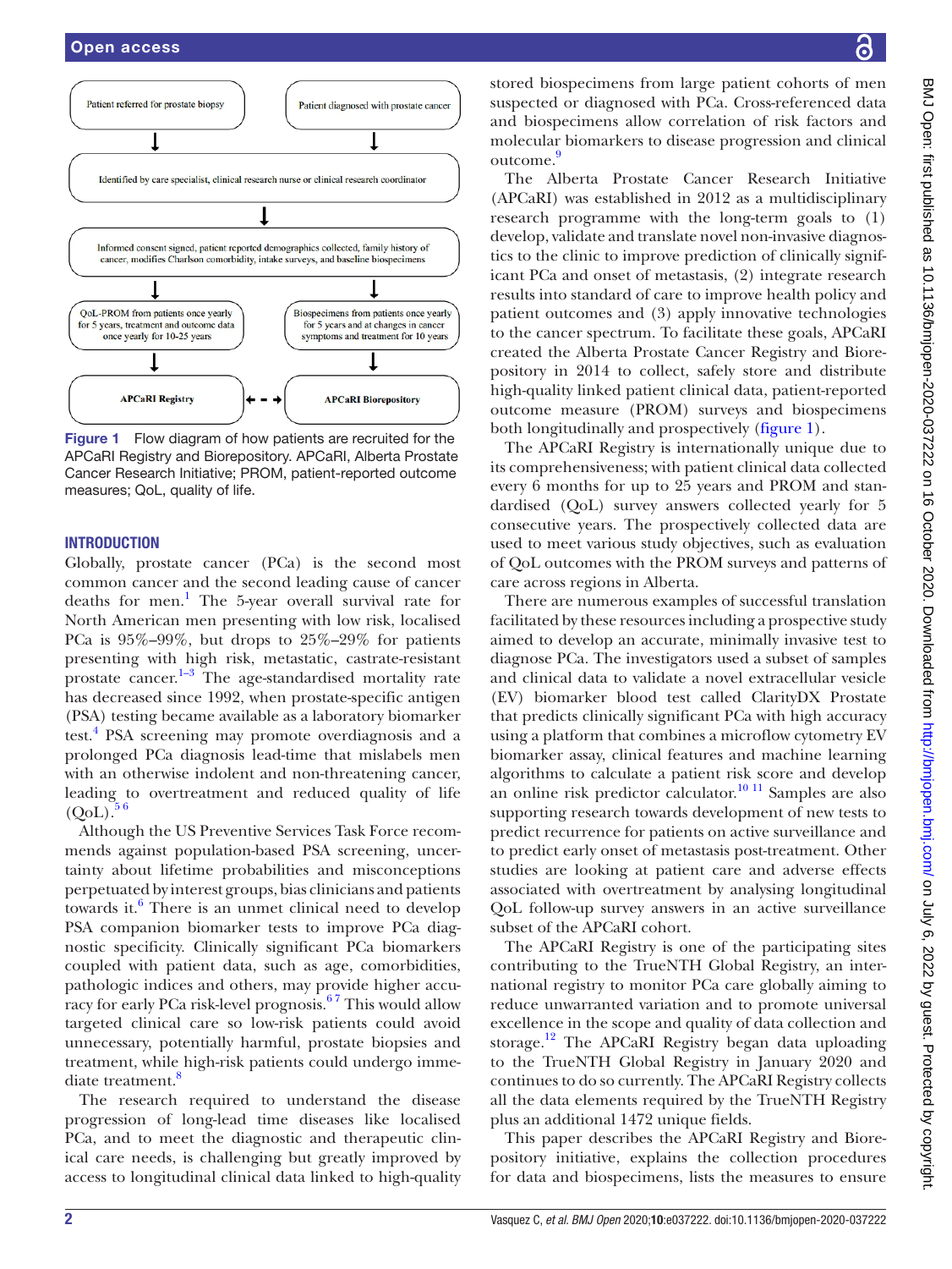Patient referred for prostate biopsy

Patient diagnosed with prostate cancer

Identified by care specialist, clinical research nurse or clinical research coordinator

Informed consent signed, patient reported demographics collected, family history of cancer, modifies Charlson comorbidity, intake surveys, and baseline biospecimens

QoL-PROM from patients once yearly for 5 years, treatment and outcome data once yearly for 10-25 years

Biospecimens from patients once yearly for 5 years and at changes in cancer symptoms and treatment for 10 years

APCaRI Registry

APCaRI Biorepository

**Figure 1** Flow diagram of how patients are recruited for the APCaRI Registry and Biorepository. APCaRI, Alberta Prostate Cancer Research Initiative; PROM, patient-reported outcome measures; QoL, quality of life.

## INTRODUCTION

Globally, prostate cancer (PCa) is the second most common cancer and the second leading cause of cancer deaths for men.[1] The 5-year overall survival rate for North American men presenting with low risk, localised PCa is 95%–99%, but drops to 25%–29% for patients presenting with high risk, metastatic, castrate-resistant prostate cancer.[1–3] The age-standardised mortality rate has decreased since 1992, when prostate-specific antigen (PSA) testing became available as a laboratory biomarker test.[4] PSA screening may promote overdiagnosis and a prolonged PCa diagnosis lead-time that mislabels men with an otherwise indolent and non-threatening cancer, leading to overtreatment and reduced quality of life (QoL).[5 6]

Although the US Preventive Services Task Force recommends against population-based PSA screening, uncertainty about lifetime probabilities and misconceptions perpetuated by interest groups, bias clinicians and patients towards it.[6] There is an unmet clinical need to develop PSA companion biomarker tests to improve PCa diagnostic specificity. Clinically significant PCa biomarkers coupled with patient data, such as age, comorbidities, pathologic indices and others, may provide higher accuracy for early PCa risk-level prognosis.[6 7] This would allow targeted clinical care so low-risk patients could avoid unnecessary, potentially harmful, prostate biopsies and treatment, while high-risk patients could undergo immediate treatment.[8]

The research required to understand the disease progression of long-lead time diseases like localised PCa, and to meet the diagnostic and therapeutic clinical care needs, is challenging but greatly improved by access to longitudinal clinical data linked to high-quality stored biospecimens from large patient cohorts of men suspected or diagnosed with PCa. Cross-referenced data and biospecimens allow correlation of risk factors and molecular biomarkers to disease progression and clinical outcome.[9]

The Alberta Prostate Cancer Research Initiative (APCaRI) was established in 2012 as a multidisciplinary research programme with the long-term goals to (1) develop, validate and translate novel non-invasive diagnostics to the clinic to improve prediction of clinically significant PCa and onset of metastasis, (2) integrate research results into standard of care to improve health policy and patient outcomes and (3) apply innovative technologies to the cancer spectrum. To facilitate these goals, APCaRI created the Alberta Prostate Cancer Registry and Biorepository in 2014 to collect, safely store and distribute high-quality linked patient clinical data, patient-reported outcome measure (PROM) surveys and biospecimens both longitudinally and prospectively (figure 1).

The APCaRI Registry is internationally unique due to its comprehensiveness; with patient clinical data collected every 6 months for up to 25 years and PROM and standardised (QoL) survey answers collected yearly for 5 consecutive years. The prospectively collected data are used to meet various study objectives, such as evaluation of QoL outcomes with the PROM surveys and patterns of care across regions in Alberta.

There are numerous examples of successful translation facilitated by these resources including a prospective study aimed to develop an accurate, minimally invasive test to diagnose PCa. The investigators used a subset of samples and clinical data to validate a novel extracellular vesicle (EV) biomarker blood test called ClarityDX Prostate that predicts clinically significant PCa with high accuracy using a platform that combines a microflow cytometry EV biomarker assay, clinical features and machine learning algorithms to calculate a patient risk score and develop an online risk predictor calculator.[10 11] Samples are also supporting research towards development of new tests to predict recurrence for patients on active surveillance and to predict early onset of metastasis post-treatment. Other studies are looking at patient care and adverse effects associated with overtreatment by analysing longitudinal QoL follow-up survey answers in an active surveillance subset of the APCaRI cohort.

The APCaRI Registry is one of the participating sites contributing to the TrueNTH Global Registry, an international registry to monitor PCa care globally aiming to reduce unwarranted variation and to promote universal excellence in the scope and quality of data collection and storage.[12] The APCaRI Registry began data uploading to the TrueNTH Global Registry in January 2020 and continues to do so currently. The APCaRI Registry collects all the data elements required by the TrueNTH Registry plus an additional 1472 unique fields.

This paper describes the APCaRI Registry and Biorepository initiative, explains the collection procedures for data and biospecimens, lists the measures to ensure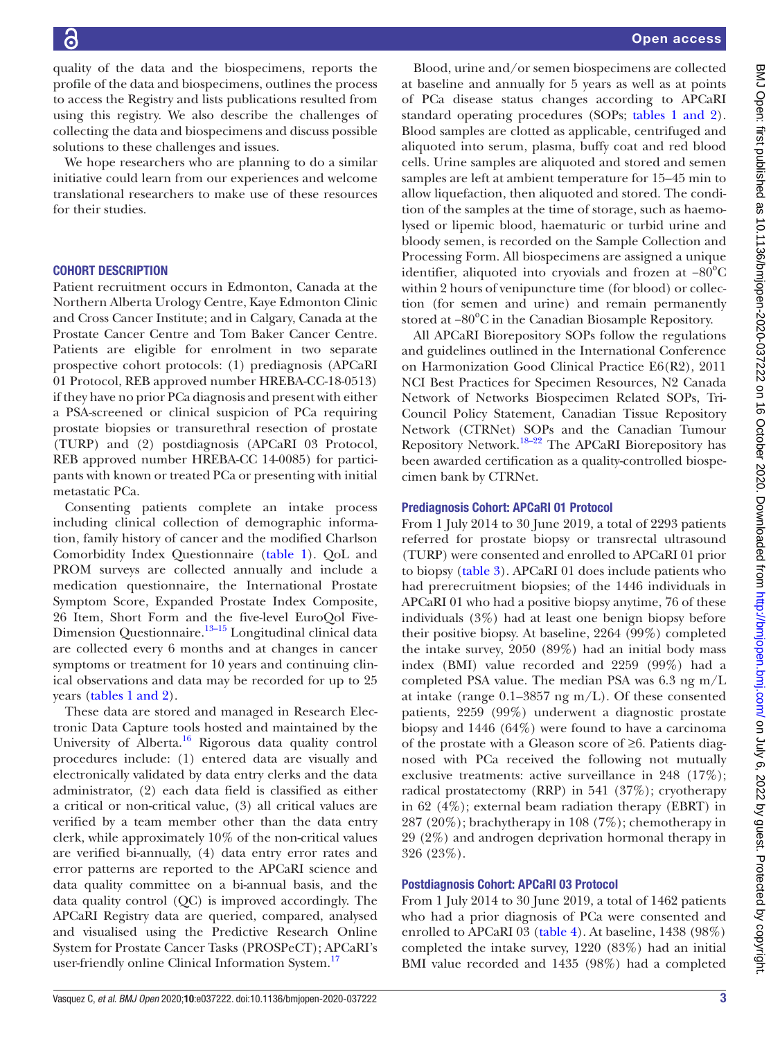quality of the data and the biospecimens, reports the profile of the data and biospecimens, outlines the process to access the Registry and lists publications resulted from using this registry. We also describe the challenges of collecting the data and biospecimens and discuss possible solutions to these challenges and issues.

We hope researchers who are planning to do a similar initiative could learn from our experiences and welcome translational researchers to make use of these resources for their studies.

## COHORT DESCRIPTION

Patient recruitment occurs in Edmonton, Canada at the Northern Alberta Urology Centre, Kaye Edmonton Clinic and Cross Cancer Institute; and in Calgary, Canada at the Prostate Cancer Centre and Tom Baker Cancer Centre. Patients are eligible for enrolment in two separate prospective cohort protocols: (1) prediagnosis (APCaRI 01 Protocol, REB approved number HREBA-CC-18-0513) if they have no prior PCa diagnosis and present with either a PSA-screened or clinical suspicion of PCa requiring prostate biopsies or transurethral resection of prostate (TURP) and (2) postdiagnosis (APCaRI 03 Protocol, REB approved number HREBA-CC 14-0085) for participants with known or treated PCa or presenting with initial metastatic PCa.

Consenting patients complete an intake process including clinical collection of demographic information, family history of cancer and the modified Charlson Comorbidity Index Questionnaire (table 1). QoL and PROM surveys are collected annually and include a medication questionnaire, the International Prostate Symptom Score, Expanded Prostate Index Composite, 26 Item, Short Form and the five-level EuroQol Five-Dimension Questionnaire.[13–15] Longitudinal clinical data are collected every 6 months and at changes in cancer symptoms or treatment for 10 years and continuing clinical observations and data may be recorded for up to 25 years (tables 1 and 2).

These data are stored and managed in Research Electronic Data Capture tools hosted and maintained by the University of Alberta.[16] Rigorous data quality control procedures include: (1) entered data are visually and electronically validated by data entry clerks and the data administrator, (2) each data field is classified as either a critical or non-critical value, (3) all critical values are verified by a team member other than the data entry clerk, while approximately 10% of the non-critical values are verified bi-annually, (4) data entry error rates and error patterns are reported to the APCaRI science and data quality committee on a bi-annual basis, and the data quality control (QC) is improved accordingly. The APCaRI Registry data are queried, compared, analysed and visualised using the Predictive Research Online System for Prostate Cancer Tasks (PROSPeCT); APCaRI's user-friendly online Clinical Information System.[17]

Blood, urine and/or semen biospecimens are collected at baseline and annually for 5 years as well as at points of PCa disease status changes according to APCaRI standard operating procedures (SOPs; tables 1 and 2). Blood samples are clotted as applicable, centrifuged and aliquoted into serum, plasma, buffy coat and red blood cells. Urine samples are aliquoted and stored and semen samples are left at ambient temperature for 15–45 min to allow liquefaction, then aliquoted and stored. The condition of the samples at the time of storage, such as haemolysed or lipemic blood, haematuric or turbid urine and bloody semen, is recorded on the Sample Collection and Processing Form. All biospecimens are assigned a unique identifier, aliquoted into cryovials and frozen at −80°C within 2 hours of venipuncture time (for blood) or collection (for semen and urine) and remain permanently stored at −80°C in the Canadian Biosample Repository.

All APCaRI Biorepository SOPs follow the regulations and guidelines outlined in the International Conference on Harmonization Good Clinical Practice E6(R2), 2011 NCI Best Practices for Specimen Resources, N2 Canada Network of Networks Biospecimen Related SOPs, Tri-Council Policy Statement, Canadian Tissue Repository Network (CTRNet) SOPs and the Canadian Tumour Repository Network.[18–22] The APCaRI Biorepository has been awarded certification as a quality-controlled biospecimen bank by CTRNet.

### Prediagnosis Cohort: APCaRI 01 Protocol

From 1 July 2014 to 30 June 2019, a total of 2293 patients referred for prostate biopsy or transrectal ultrasound (TURP) were consented and enrolled to APCaRI 01 prior to biopsy (table 3). APCaRI 01 does include patients who had prerecruitment biopsies; of the 1446 individuals in APCaRI 01 who had a positive biopsy anytime, 76 of these individuals (3%) had at least one benign biopsy before their positive biopsy. At baseline, 2264 (99%) completed the intake survey, 2050 (89%) had an initial body mass index (BMI) value recorded and 2259 (99%) had a completed PSA value. The median PSA was 6.3 ng m/L at intake (range 0.1–3857 ng m/L). Of these consented patients, 2259 (99%) underwent a diagnostic prostate biopsy and 1446 (64%) were found to have a carcinoma of the prostate with a Gleason score of ≥6. Patients diagnosed with PCa received the following not mutually exclusive treatments: active surveillance in 248 (17%); radical prostatectomy (RRP) in 541 (37%); cryotherapy in 62 (4%); external beam radiation therapy (EBRT) in 287 (20%); brachytherapy in 108 (7%); chemotherapy in 29 (2%) and androgen deprivation hormonal therapy in 326 (23%).

### Postdiagnosis Cohort: APCaRI 03 Protocol

From 1 July 2014 to 30 June 2019, a total of 1462 patients who had a prior diagnosis of PCa were consented and enrolled to APCaRI 03 (table 4). At baseline, 1438 (98%) completed the intake survey, 1220 (83%) had an initial BMI value recorded and 1435 (98%) had a completed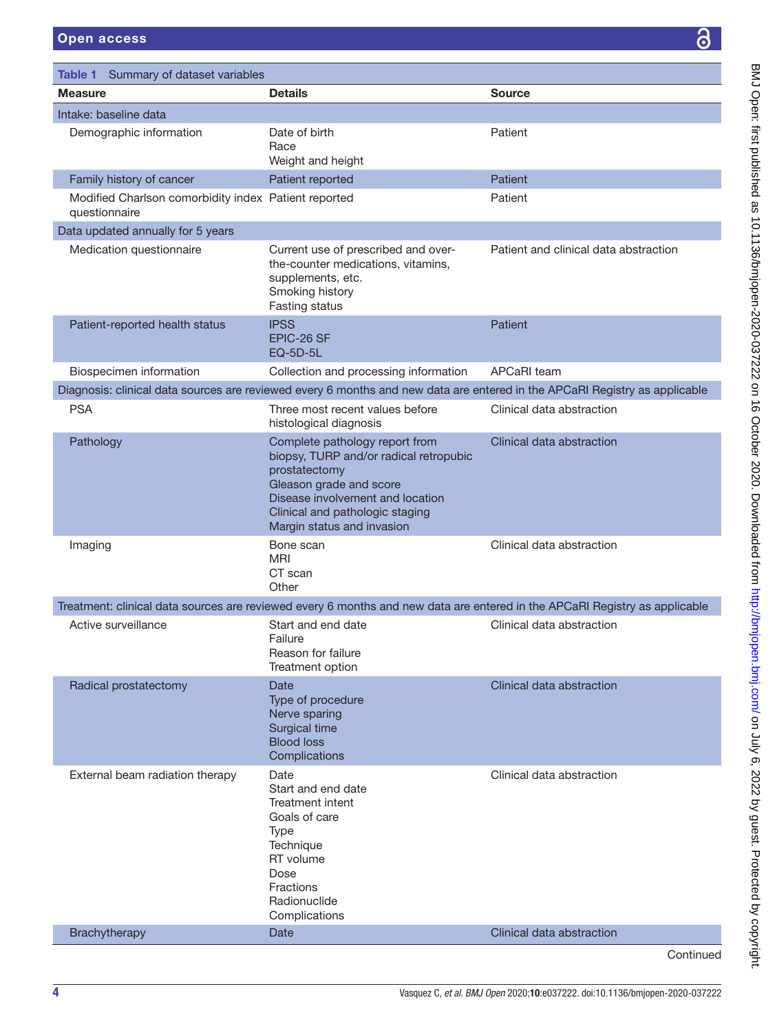**Table 1** Summary of dataset variables

| Measure | Details | Source |
|---|---|---|
| Intake: baseline data | | |
| Demographic information | Date of birth<br>Race<br>Weight and height | Patient |
| Family history of cancer | Patient reported | Patient |
| Modified Charlson comorbidity index questionnaire | Patient reported | Patient |
| Data updated annually for 5 years | | |
| Medication questionnaire | Current use of prescribed and over-the-counter medications, vitamins, supplements, etc.<br>Smoking history<br>Fasting status | Patient and clinical data abstraction |
| Patient-reported health status | IPSS<br>EPIC-26 SF<br>EQ-5D-5L | Patient |
| Biospecimen information | Collection and processing information | APCaRI team |
| Diagnosis: clinical data sources are reviewed every 6 months and new data are entered in the APCaRI Registry as applicable | | |
| PSA | Three most recent values before histological diagnosis | Clinical data abstraction |
| Pathology | Complete pathology report from biopsy, TURP and/or radical retropubic prostatectomy<br>Gleason grade and score<br>Disease involvement and location<br>Clinical and pathologic staging<br>Margin status and invasion | Clinical data abstraction |
| Imaging | Bone scan<br>MRI<br>CT scan<br>Other | Clinical data abstraction |
| Treatment: clinical data sources are reviewed every 6 months and new data are entered in the APCaRI Registry as applicable | | |
| Active surveillance | Start and end date<br>Failure<br>Reason for failure<br>Treatment option | Clinical data abstraction |
| Radical prostatectomy | Date<br>Type of procedure<br>Nerve sparing<br>Surgical time<br>Blood loss<br>Complications | Clinical data abstraction |
| External beam radiation therapy | Date<br>Start and end date<br>Treatment intent<br>Goals of care<br>Type<br>Technique<br>RT volume<br>Dose<br>Fractions<br>Radionuclide<br>Complications | Clinical data abstraction |
| Brachytherapy | Date | Clinical data abstraction |

Continued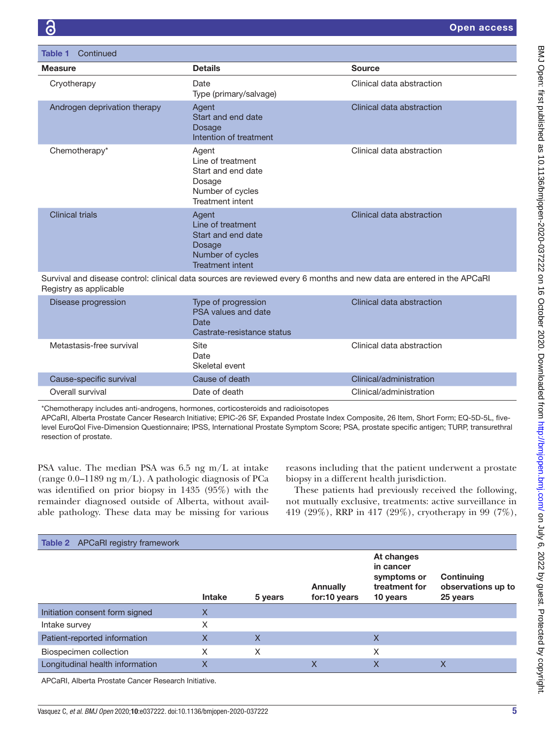**Table 1** Continued

| Measure | Details | Source |
|---|---|---|
| Cryotherapy | Date<br>Type (primary/salvage) | Clinical data abstraction |
| Androgen deprivation therapy | Agent<br>Start and end date<br>Dosage<br>Intention of treatment | Clinical data abstraction |
| Chemotherapy* | Agent<br>Line of treatment<br>Start and end date<br>Dosage<br>Number of cycles<br>Treatment intent | Clinical data abstraction |
| Clinical trials | Agent<br>Line of treatment<br>Start and end date<br>Dosage<br>Number of cycles<br>Treatment intent | Clinical data abstraction |
| Survival and disease control: clinical data sources are reviewed every 6 months and new data are entered in the APCaRI Registry as applicable | | |
| Disease progression | Type of progression<br>PSA values and date<br>Date<br>Castrate-resistance status | Clinical data abstraction |
| Metastasis-free survival | Site<br>Date<br>Skeletal event | Clinical data abstraction |
| Cause-specific survival | Cause of death | Clinical/administration |
| Overall survival | Date of death | Clinical/administration |

*Chemotherapy includes anti-androgens, hormones, corticosteroids and radioisotopes

APCaRI, Alberta Prostate Cancer Research Initiative; EPIC-26 SF, Expanded Prostate Index Composite, 26 Item, Short Form; EQ-5D-5L, five-level EuroQol Five-Dimension Questionnaire; IPSS, International Prostate Symptom Score; PSA, prostate specific antigen; TURP, transurethral resection of prostate.

PSA value. The median PSA was 6.5 ng m/L at intake (range 0.0–1189 ng m/L). A pathologic diagnosis of PCa was identified on prior biopsy in 1435 (95%) with the remainder diagnosed outside of Alberta, without available pathology. These data may be missing for various reasons including that the patient underwent a prostate biopsy in a different health jurisdiction.

These patients had previously received the following, not mutually exclusive, treatments: active surveillance in 419 (29%), RRP in 417 (29%), cryotherapy in 99 (7%),

**Table 2** APCaRI registry framework

| | Intake | 5 years | Annually for:10 years | At changes in cancer symptoms or treatment for 10 years | Continuing observations up to 25 years |
|---|---|---|---|---|---|
| Initiation consent form signed | X | | | | |
| Intake survey | X | | | | |
| Patient-reported information | X | X | | X | |
| Biospecimen collection | X | X | | X | |
| Longitudinal health information | X | | X | X | X |

APCaRI, Alberta Prostate Cancer Research Initiative.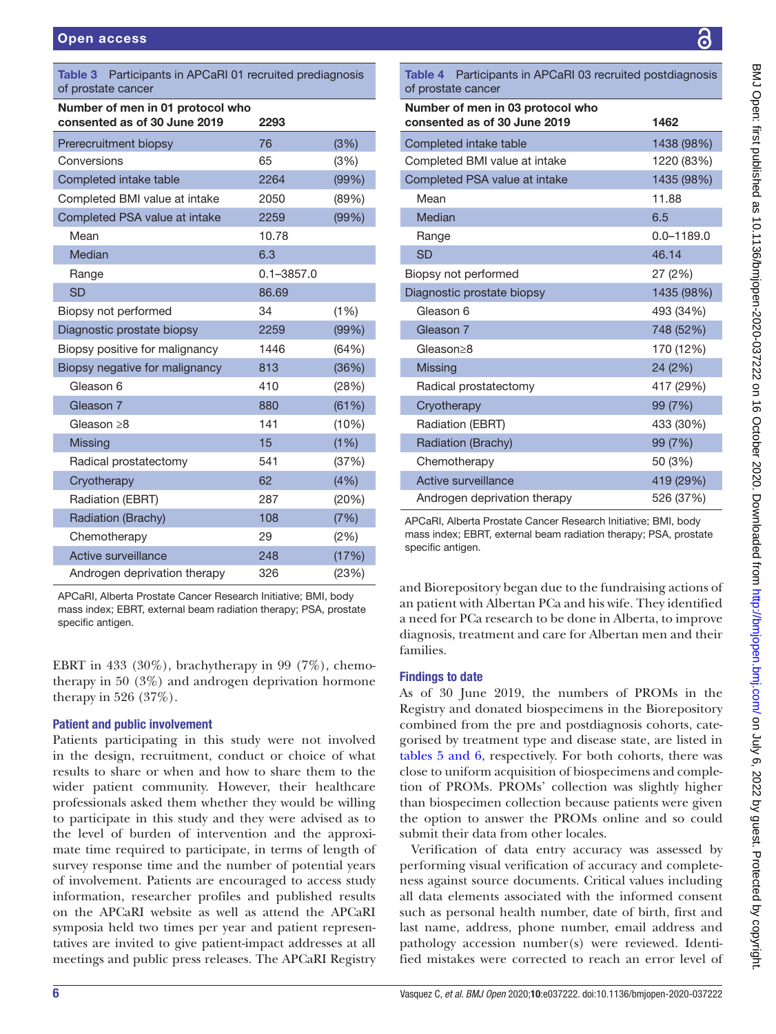**Table 3** Participants in APCaRI 01 recruited prediagnosis of prostate cancer

| Number of men in 01 protocol who consented as of 30 June 2019 | 2293 | |
|---|---|---|
| Prerecruitment biopsy | 76 | (3%) |
| Conversions | 65 | (3%) |
| Completed intake table | 2264 | (99%) |
| Completed BMI value at intake | 2050 | (89%) |
| Completed PSA value at intake | 2259 | (99%) |
| Mean | 10.78 | |
| Median | 6.3 | |
| Range | 0.1–3857.0 | |
| SD | 86.69 | |
| Biopsy not performed | 34 | (1%) |
| Diagnostic prostate biopsy | 2259 | (99%) |
| Biopsy positive for malignancy | 1446 | (64%) |
| Biopsy negative for malignancy | 813 | (36%) |
| Gleason 6 | 410 | (28%) |
| Gleason 7 | 880 | (61%) |
| Gleason ≥8 | 141 | (10%) |
| Missing | 15 | (1%) |
| Radical prostatectomy | 541 | (37%) |
| Cryotherapy | 62 | (4%) |
| Radiation (EBRT) | 287 | (20%) |
| Radiation (Brachy) | 108 | (7%) |
| Chemotherapy | 29 | (2%) |
| Active surveillance | 248 | (17%) |
| Androgen deprivation therapy | 326 | (23%) |

APCaRI, Alberta Prostate Cancer Research Initiative; BMI, body mass index; EBRT, external beam radiation therapy; PSA, prostate specific antigen.

**Table 4** Participants in APCaRI 03 recruited postdiagnosis of prostate cancer

| Number of men in 03 protocol who consented as of 30 June 2019 | 1462 |
|---|---|
| Completed intake table | 1438 (98%) |
| Completed BMI value at intake | 1220 (83%) |
| Completed PSA value at intake | 1435 (98%) |
| Mean | 11.88 |
| Median | 6.5 |
| Range | 0.0–1189.0 |
| SD | 46.14 |
| Biopsy not performed | 27 (2%) |
| Diagnostic prostate biopsy | 1435 (98%) |
| Gleason 6 | 493 (34%) |
| Gleason 7 | 748 (52%) |
| Gleason≥8 | 170 (12%) |
| Missing | 24 (2%) |
| Radical prostatectomy | 417 (29%) |
| Cryotherapy | 99 (7%) |
| Radiation (EBRT) | 433 (30%) |
| Radiation (Brachy) | 99 (7%) |
| Chemotherapy | 50 (3%) |
| Active surveillance | 419 (29%) |
| Androgen deprivation therapy | 526 (37%) |

APCaRI, Alberta Prostate Cancer Research Initiative; BMI, body mass index; EBRT, external beam radiation therapy; PSA, prostate specific antigen.

EBRT in 433 (30%), brachytherapy in 99 (7%), chemotherapy in 50 (3%) and androgen deprivation hormone therapy in 526 (37%).

## Patient and public involvement

Patients participating in this study were not involved in the design, recruitment, conduct or choice of what results to share or when and how to share them to the wider patient community. However, their healthcare professionals asked them whether they would be willing to participate in this study and they were advised as to the level of burden of intervention and the approximate time required to participate, in terms of length of survey response time and the number of potential years of involvement. Patients are encouraged to access study information, researcher profiles and published results on the APCaRI website as well as attend the APCaRI symposia held two times per year and patient representatives are invited to give patient-impact addresses at all meetings and public press releases. The APCaRI Registry and Biorepository began due to the fundraising actions of an patient with Albertan PCa and his wife. They identified a need for PCa research to be done in Alberta, to improve diagnosis, treatment and care for Albertan men and their families.

## Findings to date

As of 30 June 2019, the numbers of PROMs in the Registry and donated biospecimens in the Biorepository combined from the pre and postdiagnosis cohorts, categorised by treatment type and disease state, are listed in tables 5 and 6, respectively. For both cohorts, there was close to uniform acquisition of biospecimens and completion of PROMs. PROMs' collection was slightly higher than biospecimen collection because patients were given the option to answer the PROMs online and so could submit their data from other locales.

Verification of data entry accuracy was assessed by performing visual verification of accuracy and completeness against source documents. Critical values including all data elements associated with the informed consent such as personal health number, date of birth, first and last name, address, phone number, email address and pathology accession number(s) were reviewed. Identified mistakes were corrected to reach an error level of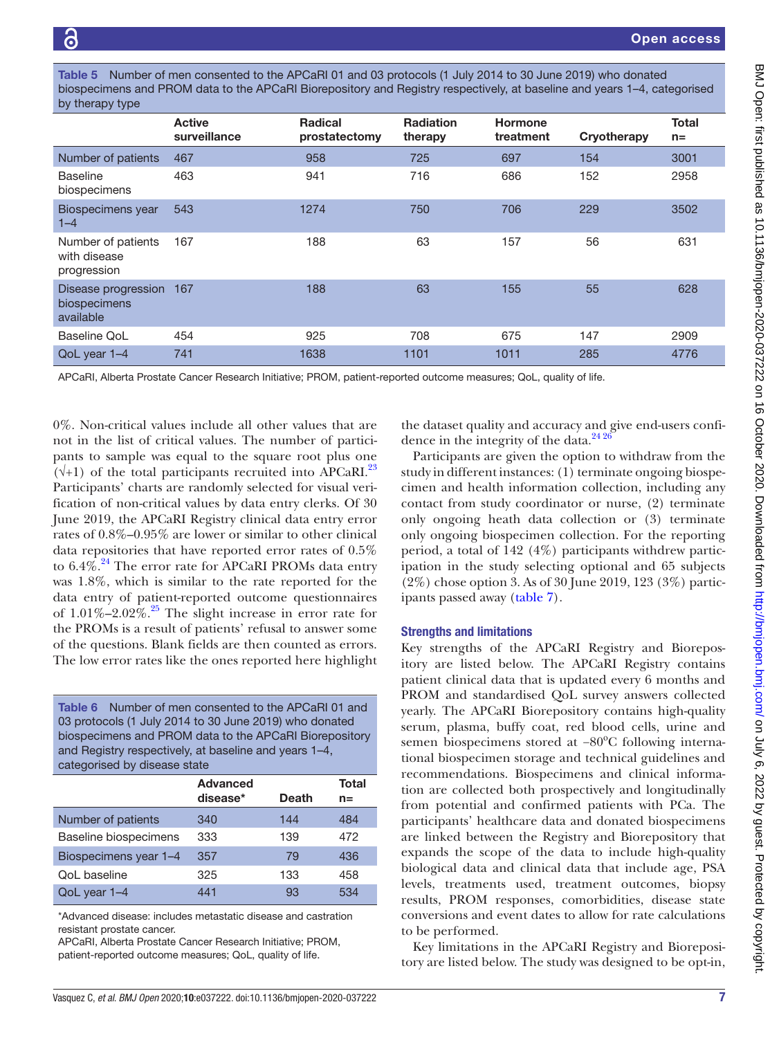Table 5 Number of men consented to the APCaRI 01 and 03 protocols (1 July 2014 to 30 June 2019) who donated biospecimens and PROM data to the APCaRI Biorepository and Registry respectively, at baseline and years 1–4, categorised by therapy type

| | Active surveillance | Radical prostatectomy | Radiation therapy | Hormone treatment | Cryotherapy | Total n= |
|---|---|---|---|---|---|---|
| Number of patients | 467 | 958 | 725 | 697 | 154 | 3001 |
| Baseline biospecimens | 463 | 941 | 716 | 686 | 152 | 2958 |
| Biospecimens year 1–4 | 543 | 1274 | 750 | 706 | 229 | 3502 |
| Number of patients with disease progression | 167 | 188 | 63 | 157 | 56 | 631 |
| Disease progression biospecimens available | 167 | 188 | 63 | 155 | 55 | 628 |
| Baseline QoL | 454 | 925 | 708 | 675 | 147 | 2909 |
| QoL year 1–4 | 741 | 1638 | 1101 | 1011 | 285 | 4776 |

APCaRI, Alberta Prostate Cancer Research Initiative; PROM, patient-reported outcome measures; QoL, quality of life.

0%. Non-critical values include all other values that are not in the list of critical values. The number of participants to sample was equal to the square root plus one ($\sqrt{}+1$) of the total participants recruited into APCaRI.[23] Participants' charts are randomly selected for visual verification of non-critical values by data entry clerks. Of 30 June 2019, the APCaRI Registry clinical data entry error rates of 0.8%–0.95% are lower or similar to other clinical data repositories that have reported error rates of 0.5% to 6.4%.[24] The error rate for APCaRI PROMs data entry was 1.8%, which is similar to the rate reported for the data entry of patient-reported outcome questionnaires of 1.01%–2.02%.[25] The slight increase in error rate for the PROMs is a result of patients' refusal to answer some of the questions. Blank fields are then counted as errors. The low error rates like the ones reported here highlight the dataset quality and accuracy and give end-users confidence in the integrity of the data.[24 26]

Table 6 Number of men consented to the APCaRI 01 and 03 protocols (1 July 2014 to 30 June 2019) who donated biospecimens and PROM data to the APCaRI Biorepository and Registry respectively, at baseline and years 1–4, categorised by disease state

| | Advanced disease* | Death | Total n= |
|---|---|---|---|
| Number of patients | 340 | 144 | 484 |
| Baseline biospecimens | 333 | 139 | 472 |
| Biospecimens year 1–4 | 357 | 79 | 436 |
| QoL baseline | 325 | 133 | 458 |
| QoL year 1–4 | 441 | 93 | 534 |

*Advanced disease: includes metastatic disease and castration resistant prostate cancer.
APCaRI, Alberta Prostate Cancer Research Initiative; PROM, patient-reported outcome measures; QoL, quality of life.

Participants are given the option to withdraw from the study in different instances: (1) terminate ongoing biospecimen and health information collection, including any contact from study coordinator or nurse, (2) terminate only ongoing heath data collection or (3) terminate only ongoing biospecimen collection. For the reporting period, a total of 142 (4%) participants withdrew participation in the study selecting optional and 65 subjects (2%) chose option 3. As of 30 June 2019, 123 (3%) participants passed away (table 7).

## Strengths and limitations

Key strengths of the APCaRI Registry and Biorepository are listed below. The APCaRI Registry contains patient clinical data that is updated every 6 months and PROM and standardised QoL survey answers collected yearly. The APCaRI Biorepository contains high-quality serum, plasma, buffy coat, red blood cells, urine and semen biospecimens stored at −80°C following international biospecimen storage and technical guidelines and recommendations. Biospecimens and clinical information are collected both prospectively and longitudinally from potential and confirmed patients with PCa. The participants' healthcare data and donated biospecimens are linked between the Registry and Biorepository that expands the scope of the data to include high-quality biological data and clinical data that include age, PSA levels, treatments used, treatment outcomes, biopsy results, PROM responses, comorbidities, disease state conversions and event dates to allow for rate calculations to be performed.

Key limitations in the APCaRI Registry and Biorepository are listed below. The study was designed to be opt-in,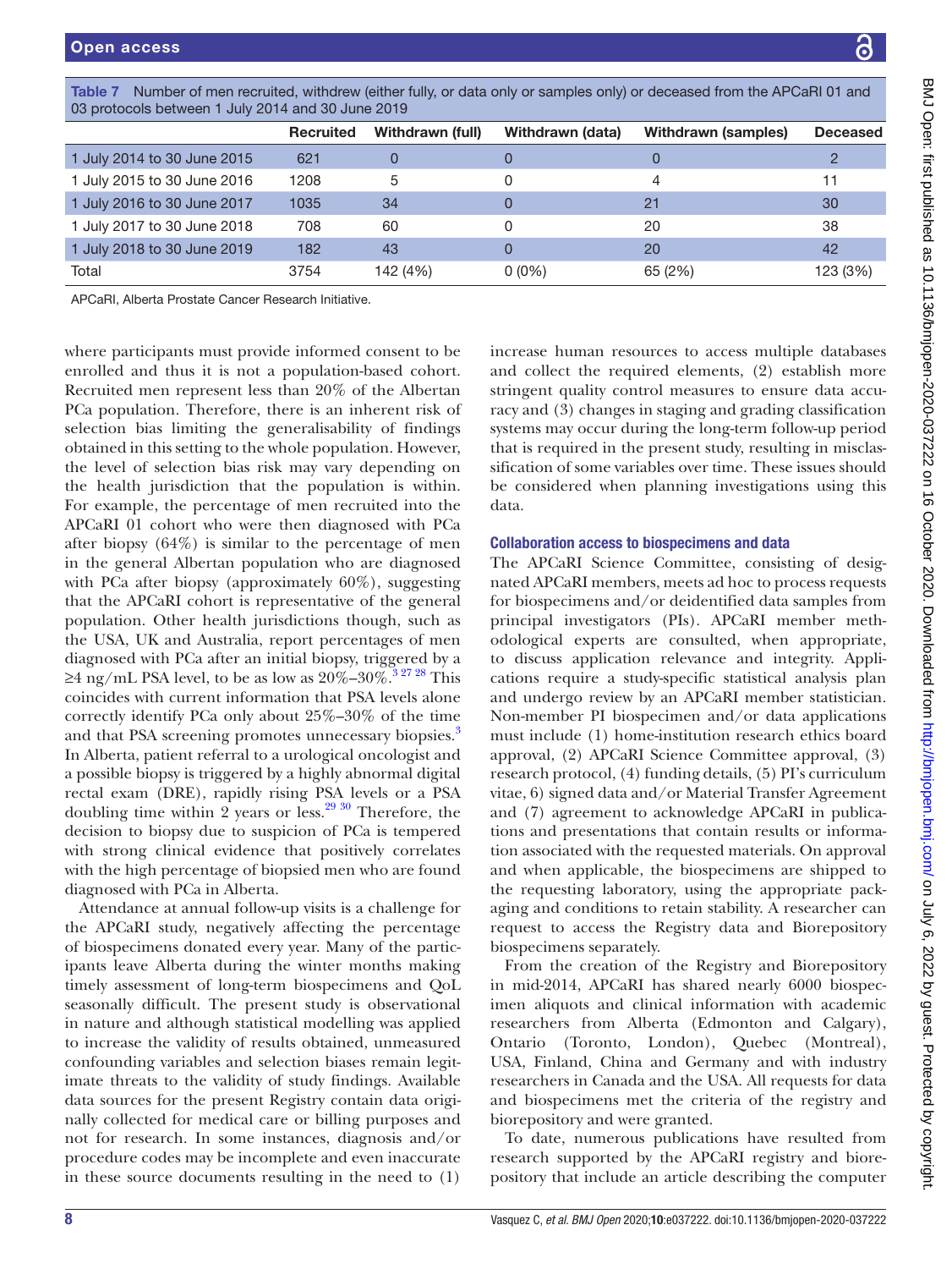Table 7 Number of men recruited, withdrew (either fully, or data only or samples only) or deceased from the APCaRI 01 and 03 protocols between 1 July 2014 and 30 June 2019

| | Recruited | Withdrawn (full) | Withdrawn (data) | Withdrawn (samples) | Deceased |
|---|---|---|---|---|---|
| 1 July 2014 to 30 June 2015 | 621 | 0 | 0 | 0 | 2 |
| 1 July 2015 to 30 June 2016 | 1208 | 5 | 0 | 4 | 11 |
| 1 July 2016 to 30 June 2017 | 1035 | 34 | 0 | 21 | 30 |
| 1 July 2017 to 30 June 2018 | 708 | 60 | 0 | 20 | 38 |
| 1 July 2018 to 30 June 2019 | 182 | 43 | 0 | 20 | 42 |
| Total | 3754 | 142 (4%) | 0 (0%) | 65 (2%) | 123 (3%) |

APCaRI, Alberta Prostate Cancer Research Initiative.

where participants must provide informed consent to be enrolled and thus it is not a population-based cohort. Recruited men represent less than 20% of the Albertan PCa population. Therefore, there is an inherent risk of selection bias limiting the generalisability of findings obtained in this setting to the whole population. However, the level of selection bias risk may vary depending on the health jurisdiction that the population is within. For example, the percentage of men recruited into the APCaRI 01 cohort who were then diagnosed with PCa after biopsy (64%) is similar to the percentage of men in the general Albertan population who are diagnosed with PCa after biopsy (approximately 60%), suggesting that the APCaRI cohort is representative of the general population. Other health jurisdictions though, such as the USA, UK and Australia, report percentages of men diagnosed with PCa after an initial biopsy, triggered by a ≥4 ng/mL PSA level, to be as low as 20%–30%.[3 27 28] This coincides with current information that PSA levels alone correctly identify PCa only about 25%–30% of the time and that PSA screening promotes unnecessary biopsies.[3] In Alberta, patient referral to a urological oncologist and a possible biopsy is triggered by a highly abnormal digital rectal exam (DRE), rapidly rising PSA levels or a PSA doubling time within 2 years or less.[29 30] Therefore, the decision to biopsy due to suspicion of PCa is tempered with strong clinical evidence that positively correlates with the high percentage of biopsied men who are found diagnosed with PCa in Alberta.

Attendance at annual follow-up visits is a challenge for the APCaRI study, negatively affecting the percentage of biospecimens donated every year. Many of the participants leave Alberta during the winter months making timely assessment of long-term biospecimens and QoL seasonally difficult. The present study is observational in nature and although statistical modelling was applied to increase the validity of results obtained, unmeasured confounding variables and selection biases remain legitimate threats to the validity of study findings. Available data sources for the present Registry contain data originally collected for medical care or billing purposes and not for research. In some instances, diagnosis and/or procedure codes may be incomplete and even inaccurate in these source documents resulting in the need to (1) increase human resources to access multiple databases and collect the required elements, (2) establish more stringent quality control measures to ensure data accuracy and (3) changes in staging and grading classification systems may occur during the long-term follow-up period that is required in the present study, resulting in misclassification of some variables over time. These issues should be considered when planning investigations using this data.

## Collaboration access to biospecimens and data

The APCaRI Science Committee, consisting of designated APCaRI members, meets ad hoc to process requests for biospecimens and/or deidentified data samples from principal investigators (PIs). APCaRI member methodological experts are consulted, when appropriate, to discuss application relevance and integrity. Applications require a study-specific statistical analysis plan and undergo review by an APCaRI member statistician. Non-member PI biospecimen and/or data applications must include (1) home-institution research ethics board approval, (2) APCaRI Science Committee approval, (3) research protocol, (4) funding details, (5) PI's curriculum vitae, 6) signed data and/or Material Transfer Agreement and (7) agreement to acknowledge APCaRI in publications and presentations that contain results or information associated with the requested materials. On approval and when applicable, the biospecimens are shipped to the requesting laboratory, using the appropriate packaging and conditions to retain stability. A researcher can request to access the Registry data and Biorepository biospecimens separately.

From the creation of the Registry and Biorepository in mid-2014, APCaRI has shared nearly 6000 biospecimen aliquots and clinical information with academic researchers from Alberta (Edmonton and Calgary), Ontario (Toronto, London), Quebec (Montreal), USA, Finland, China and Germany and with industry researchers in Canada and the USA. All requests for data and biospecimens met the criteria of the registry and biorepository and were granted.

To date, numerous publications have resulted from research supported by the APCaRI registry and biorepository that include an article describing the computer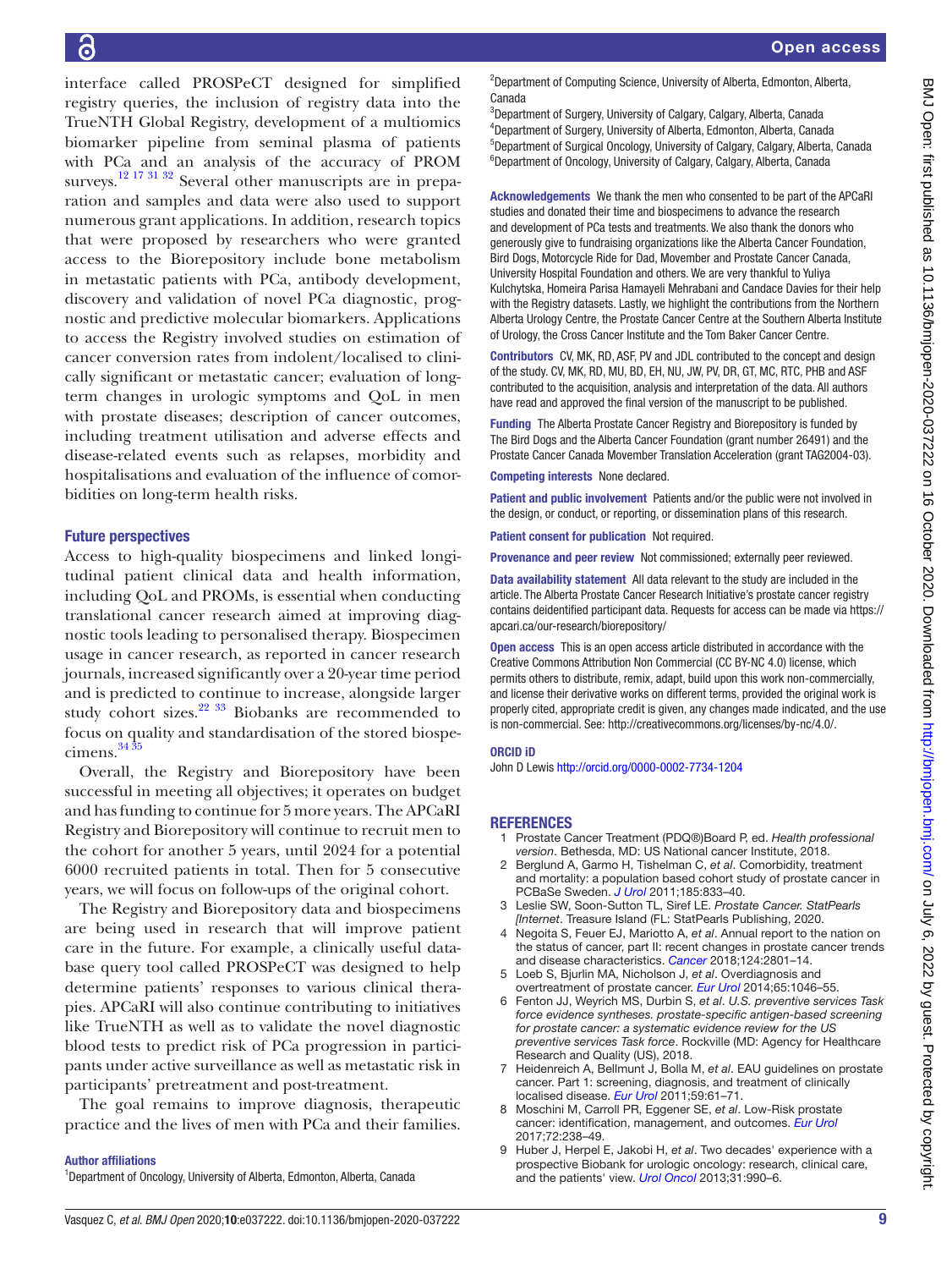interface called PROSPeCT designed for simplified registry queries, the inclusion of registry data into the TrueNTH Global Registry, development of a multiomics biomarker pipeline from seminal plasma of patients with PCa and an analysis of the accuracy of PROM surveys.[12 17 31 32] Several other manuscripts are in preparation and samples and data were also used to support numerous grant applications. In addition, research topics that were proposed by researchers who were granted access to the Biorepository include bone metabolism in metastatic patients with PCa, antibody development, discovery and validation of novel PCa diagnostic, prognostic and predictive molecular biomarkers. Applications to access the Registry involved studies on estimation of cancer conversion rates from indolent/localised to clinically significant or metastatic cancer; evaluation of long-term changes in urologic symptoms and QoL in men with prostate diseases; description of cancer outcomes, including treatment utilisation and adverse effects and disease-related events such as relapses, morbidity and hospitalisations and evaluation of the influence of comorbidities on long-term health risks.

## Future perspectives

Access to high-quality biospecimens and linked longitudinal patient clinical data and health information, including QoL and PROMs, is essential when conducting translational cancer research aimed at improving diagnostic tools leading to personalised therapy. Biospecimen usage in cancer research, as reported in cancer research journals, increased significantly over a 20-year time period and is predicted to continue to increase, alongside larger study cohort sizes.[22 33] Biobanks are recommended to focus on quality and standardisation of the stored biospecimens.[34 35]

Overall, the Registry and Biorepository have been successful in meeting all objectives; it operates on budget and has funding to continue for 5 more years. The APCaRI Registry and Biorepository will continue to recruit men to the cohort for another 5 years, until 2024 for a potential 6000 recruited patients in total. Then for 5 consecutive years, we will focus on follow-ups of the original cohort.

The Registry and Biorepository data and biospecimens are being used in research that will improve patient care in the future. For example, a clinically useful database query tool called PROSPeCT was designed to help determine patients' responses to various clinical therapies. APCaRI will also continue contributing to initiatives like TrueNTH as well as to validate the novel diagnostic blood tests to predict risk of PCa progression in participants under active surveillance as well as metastatic risk in participants' pretreatment and post-treatment.

The goal remains to improve diagnosis, therapeutic practice and the lives of men with PCa and their families.

**Author affiliations**

[1]Department of Oncology, University of Alberta, Edmonton, Alberta, Canada
[2]Department of Computing Science, University of Alberta, Edmonton, Alberta, Canada
[3]Department of Surgery, University of Calgary, Calgary, Alberta, Canada
[4]Department of Surgery, University of Alberta, Edmonton, Alberta, Canada
[5]Department of Surgical Oncology, University of Calgary, Calgary, Alberta, Canada
[6]Department of Oncology, University of Calgary, Calgary, Alberta, Canada

**Acknowledgements** We thank the men who consented to be part of the APCaRI studies and donated their time and biospecimens to advance the research and development of PCa tests and treatments. We also thank the donors who generously give to fundraising organizations like the Alberta Cancer Foundation, Bird Dogs, Motorcycle Ride for Dad, Movember and Prostate Cancer Canada, University Hospital Foundation and others. We are very thankful to Yuliya Kulchytska, Homeira Parisa Hamayeli Mehrabani and Candace Davies for their help with the Registry datasets. Lastly, we highlight the contributions from the Northern Alberta Urology Centre, the Prostate Cancer Centre at the Southern Alberta Institute of Urology, the Cross Cancer Institute and the Tom Baker Cancer Centre.

**Contributors** CV, MK, RD, ASF, PV and JDL contributed to the concept and design of the study. CV, MK, RD, MU, BD, EH, NU, JW, PV, DR, GT, MC, RTC, PHB and ASF contributed to the acquisition, analysis and interpretation of the data. All authors have read and approved the final version of the manuscript to be published.

**Funding** The Alberta Prostate Cancer Registry and Biorepository is funded by The Bird Dogs and the Alberta Cancer Foundation (grant number 26491) and the Prostate Cancer Canada Movember Translation Acceleration (grant TAG2004-03).

**Competing interests** None declared.

**Patient and public involvement** Patients and/or the public were not involved in the design, or conduct, or reporting, or dissemination plans of this research.

**Patient consent for publication** Not required.

**Provenance and peer review** Not commissioned; externally peer reviewed.

**Data availability statement** All data relevant to the study are included in the article. The Alberta Prostate Cancer Research Initiative's prostate cancer registry contains deidentified participant data. Requests for access can be made via https://apcari.ca/our-research/biorepository/

**Open access** This is an open access article distributed in accordance with the Creative Commons Attribution Non Commercial (CC BY-NC 4.0) license, which permits others to distribute, remix, adapt, build upon this work non-commercially, and license their derivative works on different terms, provided the original work is properly cited, appropriate credit is given, any changes made indicated, and the use is non-commercial. See: http://creativecommons.org/licenses/by-nc/4.0/.

**ORCID iD**

John D Lewis http://orcid.org/0000-0002-7734-1204

## REFERENCES

1. Prostate Cancer Treatment (PDQ®)Board P, ed. *Health professional version*. Bethesda, MD: US National cancer Institute, 2018.
2. Berglund A, Garmo H, Tishelman C, *et al*. Comorbidity, treatment and mortality: a population based cohort study of prostate cancer in PCBaSe Sweden. *J Urol* 2011;185:833–40.
3. Leslie SW, Soon-Sutton TL, Siref LE. *Prostate Cancer. StatPearls [Internet*. Treasure Island (FL: StatPearls Publishing, 2020.
4. Negoita S, Feuer EJ, Mariotto A, *et al*. Annual report to the nation on the status of cancer, part II: recent changes in prostate cancer trends and disease characteristics. *Cancer* 2018;124:2801–14.
5. Loeb S, Bjurlin MA, Nicholson J, *et al*. Overdiagnosis and overtreatment of prostate cancer. *Eur Urol* 2014;65:1046–55.
6. Fenton JJ, Weyrich MS, Durbin S, *et al*. *U.S. preventive services Task force evidence syntheses. prostate-specific antigen-based screening for prostate cancer: a systematic evidence review for the US preventive services Task force*. Rockville (MD: Agency for Healthcare Research and Quality (US), 2018.
7. Heidenreich A, Bellmunt J, Bolla M, *et al*. EAU guidelines on prostate cancer. Part 1: screening, diagnosis, and treatment of clinically localised disease. *Eur Urol* 2011;59:61–71.
8. Moschini M, Carroll PR, Eggener SE, *et al*. Low-Risk prostate cancer: identification, management, and outcomes. *Eur Urol* 2017;72:238–49.
9. Huber J, Herpel E, Jakobi H, *et al*. Two decades' experience with a prospective Biobank for urologic oncology: research, clinical care, and the patients' view. *Urol Oncol* 2013;31:990–6.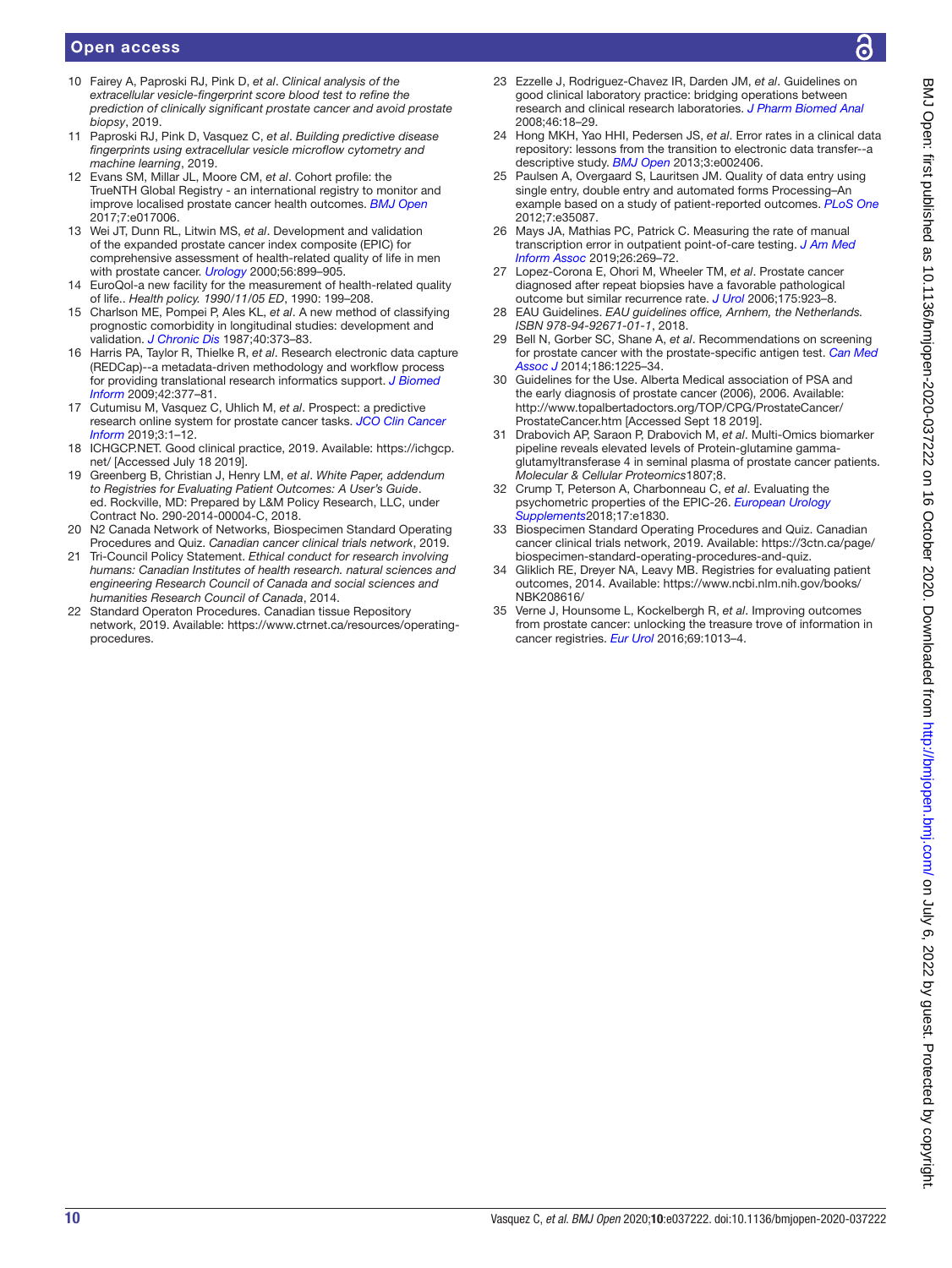10. Fairey A, Paproski RJ, Pink D, *et al*. *Clinical analysis of the extracellular vesicle-fingerprint score blood test to refine the prediction of clinically significant prostate cancer and avoid prostate biopsy*, 2019.
11. Paproski RJ, Pink D, Vasquez C, *et al*. *Building predictive disease fingerprints using extracellular vesicle microflow cytometry and machine learning*, 2019.
12. Evans SM, Millar JL, Moore CM, *et al*. Cohort profile: the TrueNTH Global Registry - an international registry to monitor and improve localised prostate cancer health outcomes. *BMJ Open* 2017;7:e017006.
13. Wei JT, Dunn RL, Litwin MS, *et al*. Development and validation of the expanded prostate cancer index composite (EPIC) for comprehensive assessment of health-related quality of life in men with prostate cancer. *Urology* 2000;56:899–905.
14. EuroQol-a new facility for the measurement of health-related quality of life.. *Health policy. 1990/11/05 ED*, 1990: 199–208.
15. Charlson ME, Pompei P, Ales KL, *et al*. A new method of classifying prognostic comorbidity in longitudinal studies: development and validation. *J Chronic Dis* 1987;40:373–83.
16. Harris PA, Taylor R, Thielke R, *et al*. Research electronic data capture (REDCap)--a metadata-driven methodology and workflow process for providing translational research informatics support. *J Biomed Inform* 2009;42:377–81.
17. Cutumisu M, Vasquez C, Uhlich M, *et al*. Prospect: a predictive research online system for prostate cancer tasks. *JCO Clin Cancer Inform* 2019;3:1–12.
18. ICHGCP.NET. Good clinical practice, 2019. Available: https://ichgcp.net/ [Accessed July 18 2019].
19. Greenberg B, Christian J, Henry LM, *et al*. *White Paper, addendum to Registries for Evaluating Patient Outcomes: A User's Guide*. ed. Rockville, MD: Prepared by L&M Policy Research, LLC, under Contract No. 290-2014-00004-C, 2018.
20. N2 Canada Network of Networks, Biospecimen Standard Operating Procedures and Quiz. *Canadian cancer clinical trials network*, 2019.
21. Tri-Council Policy Statement. *Ethical conduct for research involving humans: Canadian Institutes of health research. natural sciences and engineering Research Council of Canada and social sciences and humanities Research Council of Canada*, 2014.
22. Standard Operaton Procedures. Canadian tissue Repository network, 2019. Available: https://www.ctrnet.ca/resources/operating-procedures.
23. Ezzelle J, Rodriguez-Chavez IR, Darden JM, *et al*. Guidelines on good clinical laboratory practice: bridging operations between research and clinical research laboratories. *J Pharm Biomed Anal* 2008;46:18–29.
24. Hong MKH, Yao HHI, Pedersen JS, *et al*. Error rates in a clinical data repository: lessons from the transition to electronic data transfer--a descriptive study. *BMJ Open* 2013;3:e002406.
25. Paulsen A, Overgaard S, Lauritsen JM. Quality of data entry using single entry, double entry and automated forms Processing–An example based on a study of patient-reported outcomes. *PLoS One* 2012;7:e35087.
26. Mays JA, Mathias PC, Patrick C. Measuring the rate of manual transcription error in outpatient point-of-care testing. *J Am Med Inform Assoc* 2019;26:269–72.
27. Lopez-Corona E, Ohori M, Wheeler TM, *et al*. Prostate cancer diagnosed after repeat biopsies have a favorable pathological outcome but similar recurrence rate. *J Urol* 2006;175:923–8.
28. EAU Guidelines. *EAU guidelines office, Arnhem, the Netherlands. ISBN 978-94-92671-01-1*, 2018.
29. Bell N, Gorber SC, Shane A, *et al*. Recommendations on screening for prostate cancer with the prostate-specific antigen test. *Can Med Assoc J* 2014;186:1225–34.
30. Guidelines for the Use. Alberta Medical association of PSA and the early diagnosis of prostate cancer (2006), 2006. Available: http://www.topalbertadoctors.org/TOP/CPG/ProstateCancer/ProstateCancer.htm [Accessed Sept 18 2019].
31. Drabovich AP, Saraon P, Drabovich M, *et al*. Multi-Omics biomarker pipeline reveals elevated levels of Protein-glutamine gamma-glutamyltransferase 4 in seminal plasma of prostate cancer patients. *Molecular & Cellular Proteomics*1807;8.
32. Crump T, Peterson A, Charbonneau C, *et al*. Evaluating the psychometric properties of the EPIC-26. *European Urology Supplements*2018;17:e1830.
33. Biospecimen Standard Operating Procedures and Quiz. Canadian cancer clinical trials network, 2019. Available: https://3ctn.ca/page/biospecimen-standard-operating-procedures-and-quiz.
34. Gliklich RE, Dreyer NA, Leavy MB. Registries for evaluating patient outcomes, 2014. Available: https://www.ncbi.nlm.nih.gov/books/NBK208616/
35. Verne J, Hounsome L, Kockelbergh R, *et al*. Improving outcomes from prostate cancer: unlocking the treasure trove of information in cancer registries. *Eur Urol* 2016;69:1013–4.